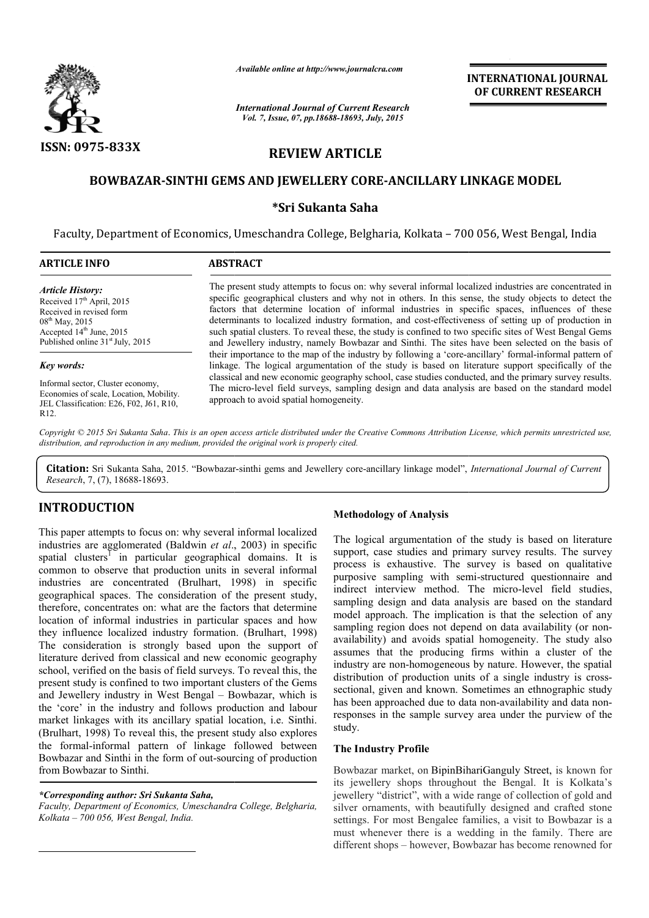ISSN: 0975-833X

*Available online at http://www.journalcra.com*

*International Journal of Current Research*
*Vol. 7, Issue, 07, pp.18688-18693, July, 2015*

**INTERNATIONAL JOURNAL OF CURRENT RESEARCH**

# REVIEW ARTICLE

# BOWBAZAR-SINTHI GEMS AND JEWELLERY CORE-ANCILLARY LINKAGE MODEL

### *Sri Sukanta Saha

Faculty, Department of Economics, Umeschandra College, Belgharia, Kolkata – 700 056, West Bengal, India

**ARTICLE INFO**

*Article History:*
Received 17th April, 2015
Received in revised form
08th May, 2015
Accepted 14th June, 2015
Published online 31st July, 2015

*Key words:*

Informal sector, Cluster economy, Economies of scale, Location, Mobility. JEL Classification: E26, F02, J61, R10, R12.

**ABSTRACT**

The present study attempts to focus on: why several informal localized industries are concentrated in specific geographical clusters and why not in others. In this sense, the study objects to detect the factors that determine location of informal industries in specific spaces, influences of these determinants to localized industry formation, and cost-effectiveness of setting up of production in such spatial clusters. To reveal these, the study is confined to two specific sites of West Bengal Gems and Jewellery industry, namely Bowbazar and Sinthi. The sites have been selected on the basis of their importance to the map of the industry by following a 'core-ancillary' formal-informal pattern of linkage. The logical argumentation of the study is based on literature support specifically of the classical and new economic geography school, case studies conducted, and the primary survey results. The micro-level field surveys, sampling design and data analysis are based on the standard model approach to avoid spatial homogeneity.

*Copyright © 2015 Sri Sukanta Saha. This is an open access article distributed under the Creative Commons Attribution License, which permits unrestricted use, distribution, and reproduction in any medium, provided the original work is properly cited.*

**Citation:** Sri Sukanta Saha, 2015. "Bowbazar-sinthi gems and Jewellery core-ancillary linkage model", *International Journal of Current Research*, 7, (7), 18688-18693.

## INTRODUCTION

This paper attempts to focus on: why several informal localized industries are agglomerated (Baldwin *et al*., 2003) in specific spatial clusters[1] in particular geographical domains. It is common to observe that production units in several informal industries are concentrated (Brulhart, 1998) in specific geographical spaces. The consideration of the present study, therefore, concentrates on: what are the factors that determine location of informal industries in particular spaces and how they influence localized industry formation. (Brulhart, 1998) The consideration is strongly based upon the support of literature derived from classical and new economic geography school, verified on the basis of field surveys. To reveal this, the present study is confined to two important clusters of the Gems and Jewellery industry in West Bengal – Bowbazar, which is the 'core' in the industry and follows production and labour market linkages with its ancillary spatial location, i.e. Sinthi. (Brulhart, 1998) To reveal this, the present study also explores the formal-informal pattern of linkage followed between Bowbazar and Sinthi in the form of out-sourcing of production from Bowbazar to Sinthi.

*\*Corresponding author: Sri Sukanta Saha,*
*Faculty, Department of Economics, Umeschandra College, Belgharia, Kolkata – 700 056, West Bengal, India.*

### Methodology of Analysis

The logical argumentation of the study is based on literature support, case studies and primary survey results. The survey process is exhaustive. The survey is based on qualitative purposive sampling with semi-structured questionnaire and indirect interview method. The micro-level field studies, sampling design and data analysis are based on the standard model approach. The implication is that the selection of any sampling region does not depend on data availability (or non-availability) and avoids spatial homogeneity. The study also assumes that the producing firms within a cluster of the industry are non-homogeneous by nature. However, the spatial distribution of production units of a single industry is cross-sectional, given and known. Sometimes an ethnographic study has been approached due to data non-availability and data non-responses in the sample survey area under the purview of the study.

### The Industry Profile

Bowbazar market, on BipinBihariGanguly Street, is known for its jewellery shops throughout the Bengal. It is Kolkata's jewellery "district", with a wide range of collection of gold and silver ornaments, with beautifully designed and crafted stone settings. For most Bengalee families, a visit to Bowbazar is a must whenever there is a wedding in the family. There are different shops – however, Bowbazar has become renowned for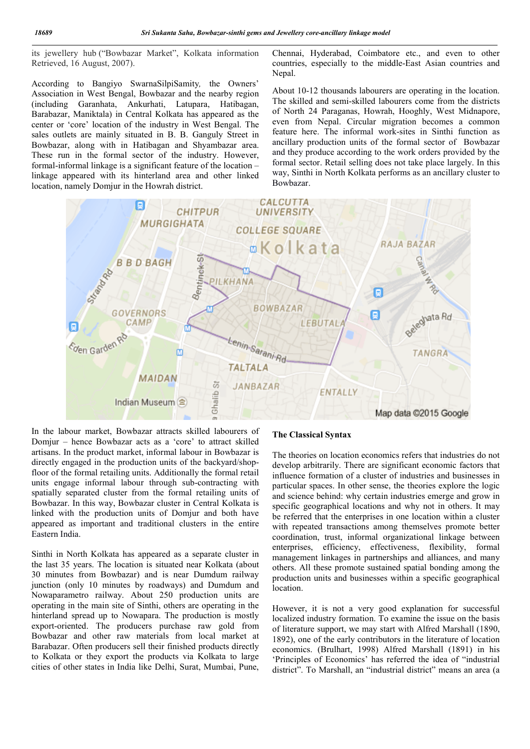its jewellery hub ("Bowbazar Market", Kolkata information Retrieved, 16 August, 2007).

According to Bangiyo SwarnaSilpiSamity, the Owners' Association in West Bengal, Bowbazar and the nearby region (including Garanhata, Ankurhati, Latupara, Hatibagan, Barabazar, Maniktala) in Central Kolkata has appeared as the center or 'core' location of the industry in West Bengal. The sales outlets are mainly situated in B. B. Ganguly Street in Bowbazar, along with in Hatibagan and Shyambazar area. These run in the formal sector of the industry. However, formal-informal linkage is a significant feature of the location – linkage appeared with its hinterland area and other linked location, namely Domjur in the Howrah district.

Chennai, Hyderabad, Coimbatore etc., and even to other countries, especially to the middle-East Asian countries and Nepal.

About 10-12 thousands labourers are operating in the location. The skilled and semi-skilled labourers come from the districts of North 24 Paraganas, Howrah, Hooghly, West Midnapore, even from Nepal. Circular migration becomes a common feature here. The informal work-sites in Sinthi function as ancillary production units of the formal sector of Bowbazar and they produce according to the work orders provided by the formal sector. Retail selling does not take place largely. In this way, Sinthi in North Kolkata performs as an ancillary cluster to Bowbazar.

In the labour market, Bowbazar attracts skilled labourers of Domjur – hence Bowbazar acts as a 'core' to attract skilled artisans. In the product market, informal labour in Bowbazar is directly engaged in the production units of the backyard/shop-floor of the formal retailing units. Additionally the formal retail units engage informal labour through sub-contracting with spatially separated cluster from the formal retailing units of Bowbazar. In this way, Bowbazar cluster in Central Kolkata is linked with the production units of Domjur and both have appeared as important and traditional clusters in the entire Eastern India.

Sinthi in North Kolkata has appeared as a separate cluster in the last 35 years. The location is situated near Kolkata (about 30 minutes from Bowbazar) and is near Dumdum railway junction (only 10 minutes by roadways) and Dumdum and Nowaparametro railway. About 250 production units are operating in the main site of Sinthi, others are operating in the hinterland spread up to Nowapara. The production is mostly export-oriented. The producers purchase raw gold from Bowbazar and other raw materials from local market at Barabazar. Often producers sell their finished products directly to Kolkata or they export the products via Kolkata to large cities of other states in India like Delhi, Surat, Mumbai, Pune,

## The Classical Syntax

The theories on location economics refers that industries do not develop arbitrarily. There are significant economic factors that influence formation of a cluster of industries and businesses in particular spaces. In other sense, the theories explore the logic and science behind: why certain industries emerge and grow in specific geographical locations and why not in others. It may be referred that the enterprises in one location within a cluster with repeated transactions among themselves promote better coordination, trust, informal organizational linkage between enterprises, efficiency, effectiveness, flexibility, formal management linkages in partnerships and alliances, and many others. All these promote sustained spatial bonding among the production units and businesses within a specific geographical location.

However, it is not a very good explanation for successful localized industry formation. To examine the issue on the basis of literature support, we may start with Alfred Marshall (1890, 1892), one of the early contributors in the literature of location economics. (Brulhart, 1998) Alfred Marshall (1891) in his 'Principles of Economics' has referred the idea of "industrial district". To Marshall, an "industrial district" means an area (a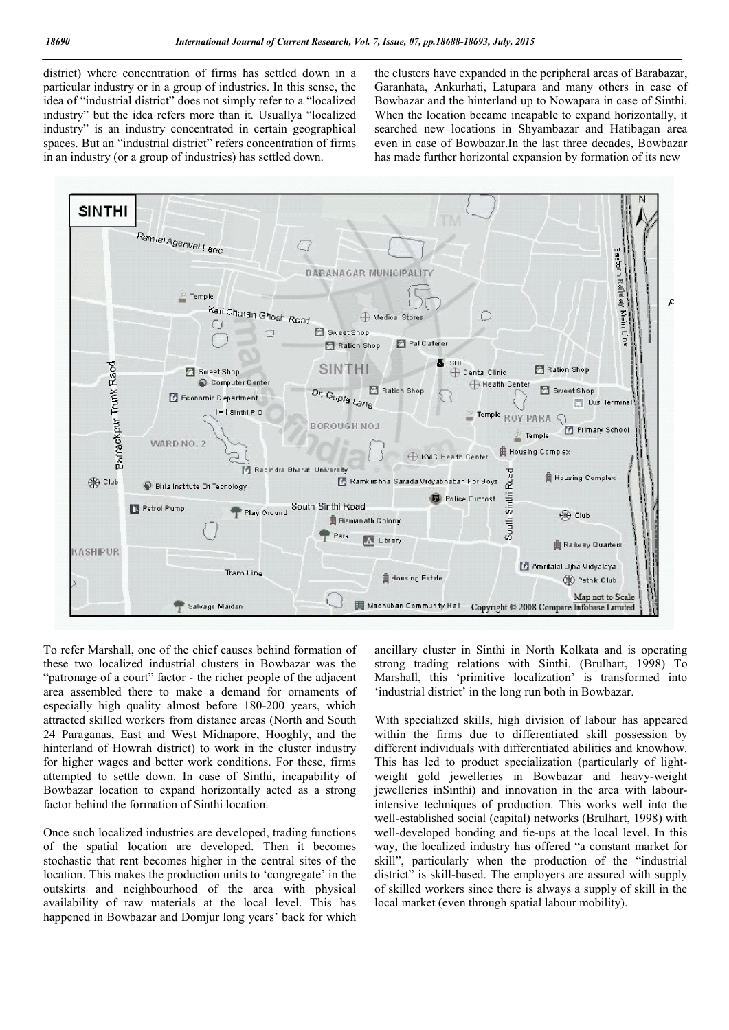district) where concentration of firms has settled down in a particular industry or in a group of industries. In this sense, the idea of "industrial district" does not simply refer to a "localized industry" but the idea refers more than it. Usuallya "localized industry" is an industry concentrated in certain geographical spaces. But an "industrial district" refers concentration of firms in an industry (or a group of industries) has settled down.

the clusters have expanded in the peripheral areas of Barabazar, Garanhata, Ankurhati, Latupara and many others in case of Bowbazar and the hinterland up to Nowapara in case of Sinthi. When the location became incapable to expand horizontally, it searched new locations in Shyambazar and Hatibagan area even in case of Bowbazar.In the last three decades, Bowbazar has made further horizontal expansion by formation of its new ancillary cluster in Sinthi in North Kolkata and is operating strong trading relations with Sinthi. (Brulhart, 1998) To Marshall, this 'primitive localization' is transformed into 'industrial district' in the long run both in Bowbazar.

To refer Marshall, one of the chief causes behind formation of these two localized industrial clusters in Bowbazar was the "patronage of a court" factor - the richer people of the adjacent area assembled there to make a demand for ornaments of especially high quality almost before 180-200 years, which attracted skilled workers from distance areas (North and South 24 Paraganas, East and West Midnapore, Hooghly, and the hinterland of Howrah district) to work in the cluster industry for higher wages and better work conditions. For these, firms attempted to settle down. In case of Sinthi, incapability of Bowbazar location to expand horizontally acted as a strong factor behind the formation of Sinthi location.

Once such localized industries are developed, trading functions of the spatial location are developed. Then it becomes stochastic that rent becomes higher in the central sites of the location. This makes the production units to 'congregate' in the outskirts and neighbourhood of the area with physical availability of raw materials at the local level. This has happened in Bowbazar and Domjur long years' back for which

With specialized skills, high division of labour has appeared within the firms due to differentiated skill possession by different individuals with differentiated abilities and knowhow. This has led to product specialization (particularly of light-weight gold jewelleries in Bowbazar and heavy-weight jewelleries inSinthi) and innovation in the area with labour-intensive techniques of production. This works well into the well-established social (capital) networks (Brulhart, 1998) with well-developed bonding and tie-ups at the local level. In this way, the localized industry has offered "a constant market for skill", particularly when the production of the "industrial district" is skill-based. The employers are assured with supply of skilled workers since there is always a supply of skill in the local market (even through spatial labour mobility).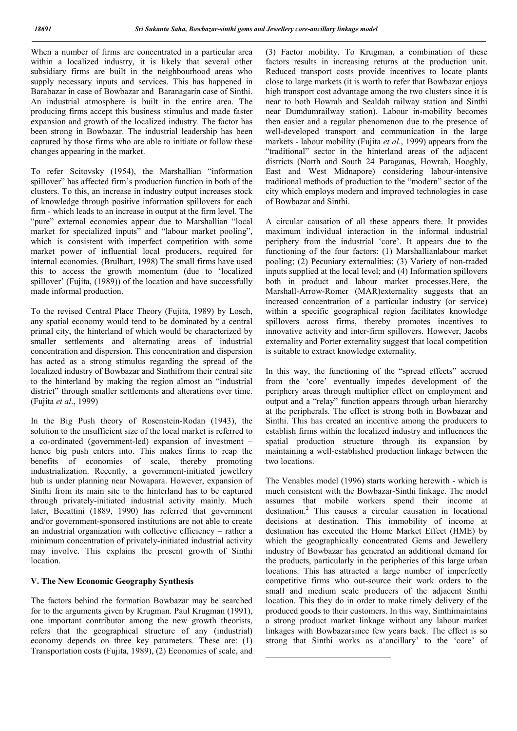When a number of firms are concentrated in a particular area within a localized industry, it is likely that several other subsidiary firms are built in the neighbourhood areas who supply necessary inputs and services. This has happened in Barabazar in case of Bowbazar and Baranagarin case of Sinthi. An industrial atmosphere is built in the entire area. The producing firms accept this business stimulus and made faster expansion and growth of the localized industry. The factor has been strong in Bowbazar. The industrial leadership has been captured by those firms who are able to initiate or follow these changes appearing in the market.

To refer Scitovsky (1954), the Marshallian "information spillover" has affected firm's production function in both of the clusters. To this, an increase in industry output increases stock of knowledge through positive information spillovers for each firm - which leads to an increase in output at the firm level. The "pure" external economies appear due to Marshallian "local market for specialized inputs" and "labour market pooling", which is consistent with imperfect competition with some market power of influential local producers, required for internal economies. (Brulhart, 1998) The small firms have used this to access the growth momentum (due to 'localized spillover' (Fujita, (1989)) of the location and have successfully made informal production.

To the revised Central Place Theory (Fujita, 1989) by Losch, any spatial economy would tend to be dominated by a central primal city, the hinterland of which would be characterized by smaller settlements and alternating areas of industrial concentration and dispersion. This concentration and dispersion has acted as a strong stimulus regarding the spread of the localized industry of Bowbazar and Sinthifrom their central site to the hinterland by making the region almost an "industrial district" through smaller settlements and alterations over time. (Fujita *et al*., 1999)

In the Big Push theory of Rosenstein-Rodan (1943), the solution to the insufficient size of the local market is referred to a co-ordinated (government-led) expansion of investment – hence big push enters into. This makes firms to reap the benefits of economies of scale, thereby promoting industrialization. Recently, a government-initiated jewellery hub is under planning near Nowapara. However, expansion of Sinthi from its main site to the hinterland has to be captured through privately-initiated industrial activity mainly. Much later, Becattini (1889, 1990) has referred that government and/or government-sponsored institutions are not able to create an industrial organization with collective efficiency – rather a minimum concentration of privately-initiated industrial activity may involve. This explains the present growth of Sinthi location.

## V. The New Economic Geography Synthesis

The factors behind the formation Bowbazar may be searched for to the arguments given by Krugman. Paul Krugman (1991), one important contributor among the new growth theorists, refers that the geographical structure of any (industrial) economy depends on three key parameters. These are: (1) Transportation costs (Fujita, 1989), (2) Economies of scale, and (3) Factor mobility. To Krugman, a combination of these factors results in increasing returns at the production unit. Reduced transport costs provide incentives to locate plants close to large markets (it is worth to refer that Bowbazar enjoys high transport cost advantage among the two clusters since it is near to both Howrah and Sealdah railway station and Sinthi near Dumdumrailway station). Labour in-mobility becomes then easier and a regular phenomenon due to the presence of well-developed transport and communication in the large markets - labour mobility (Fujita *et al*., 1999) appears from the "traditional" sector in the hinterland areas of the adjacent districts (North and South 24 Paraganas, Howrah, Hooghly, East and West Midnapore) considering labour-intensive traditional methods of production to the "modern" sector of the city which employs modern and improved technologies in case of Bowbazar and Sinthi.

A circular causation of all these appears there. It provides maximum individual interaction in the informal industrial periphery from the industrial 'core'. It appears due to the functioning of the four factors: (1) Marshallianlabour market pooling; (2) Pecuniary externalities; (3) Variety of non-traded inputs supplied at the local level; and (4) Information spillovers both in product and labour market processes.Here, the Marshall-Arrow-Romer (MAR)externality suggests that an increased concentration of a particular industry (or service) within a specific geographical region facilitates knowledge spillovers across firms, thereby promotes incentives to innovative activity and inter-firm spillovers. However, Jacobs externality and Porter externality suggest that local competition is suitable to extract knowledge externality.

In this way, the functioning of the "spread effects" accrued from the 'core' eventually impedes development of the periphery areas through multiplier effect on employment and output and a "relay" function appears through urban hierarchy at the peripherals. The effect is strong both in Bowbazar and Sinthi. This has created an incentive among the producers to establish firms within the localized industry and influences the spatial production structure through its expansion by maintaining a well-established production linkage between the two locations.

The Venables model (1996) starts working herewith - which is much consistent with the Bowbazar-Sinthi linkage. The model assumes that mobile workers spend their income at destination.[2] This causes a circular causation in locational decisions at destination. This immobility of income at destination has executed the Home Market Effect (HME) by which the geographically concentrated Gems and Jewellery industry of Bowbazar has generated an additional demand for the products, particularly in the peripheries of this large urban locations. This has attracted a large number of imperfectly competitive firms who out-source their work orders to the small and medium scale producers of the adjacent Sinthi location. This they do in order to make timely delivery of the produced goods to their customers. In this way, Sinthimaintains a strong product market linkage without any labour market linkages with Bowbazarsince few years back. The effect is so strong that Sinthi works as a'ancillary' to the 'core' of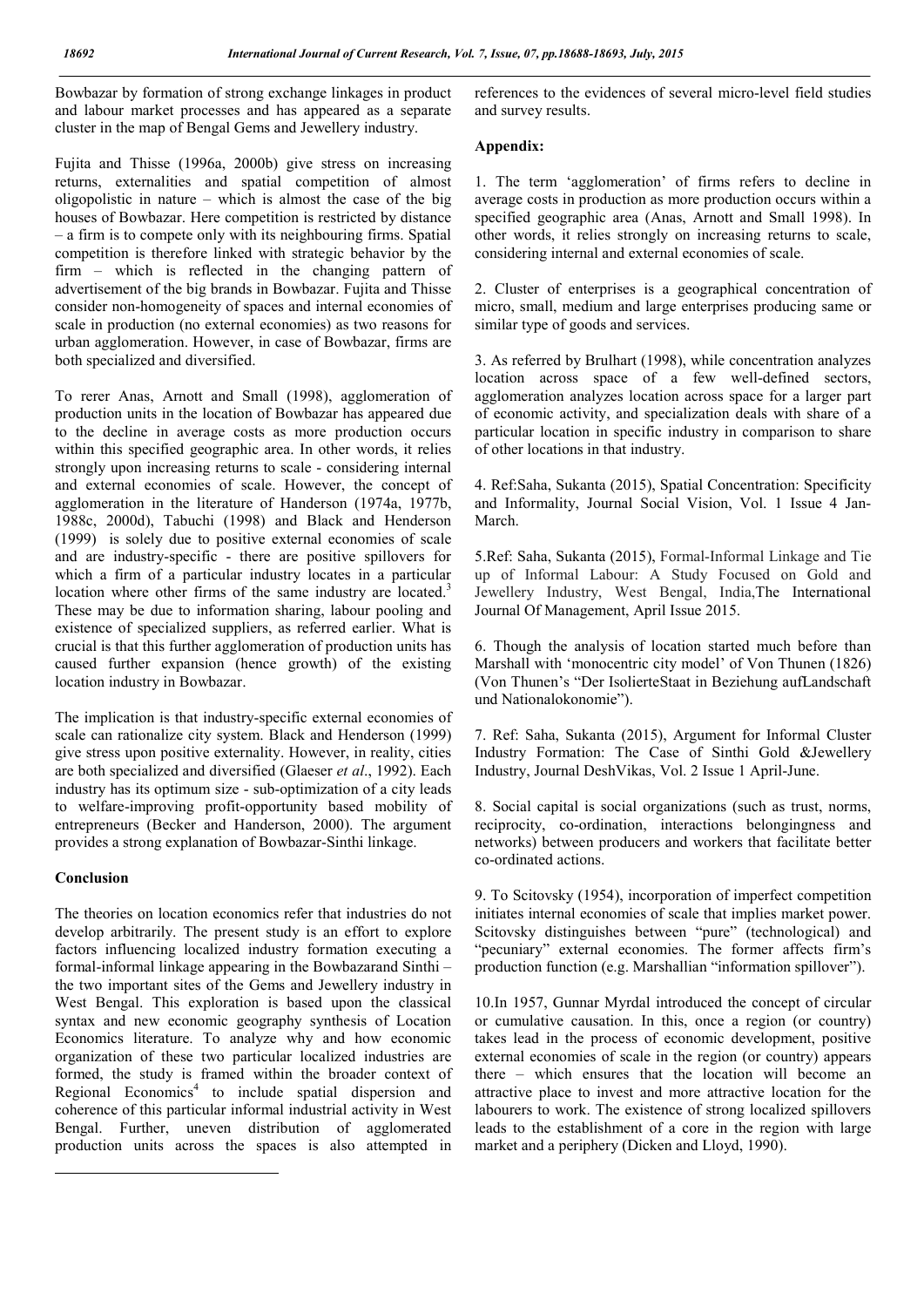Bowbazar by formation of strong exchange linkages in product and labour market processes and has appeared as a separate cluster in the map of Bengal Gems and Jewellery industry.

Fujita and Thisse (1996a, 2000b) give stress on increasing returns, externalities and spatial competition of almost oligopolistic in nature – which is almost the case of the big houses of Bowbazar. Here competition is restricted by distance – a firm is to compete only with its neighbouring firms. Spatial competition is therefore linked with strategic behavior by the firm – which is reflected in the changing pattern of advertisement of the big brands in Bowbazar. Fujita and Thisse consider non-homogeneity of spaces and internal economies of scale in production (no external economies) as two reasons for urban agglomeration. However, in case of Bowbazar, firms are both specialized and diversified.

To rerer Anas, Arnott and Small (1998), agglomeration of production units in the location of Bowbazar has appeared due to the decline in average costs as more production occurs within this specified geographic area. In other words, it relies strongly upon increasing returns to scale - considering internal and external economies of scale. However, the concept of agglomeration in the literature of Handerson (1974a, 1977b, 1988c, 2000d), Tabuchi (1998) and Black and Henderson (1999) is solely due to positive external economies of scale and are industry-specific - there are positive spillovers for which a firm of a particular industry locates in a particular location where other firms of the same industry are located.[3] These may be due to information sharing, labour pooling and existence of specialized suppliers, as referred earlier. What is crucial is that this further agglomeration of production units has caused further expansion (hence growth) of the existing location industry in Bowbazar.

The implication is that industry-specific external economies of scale can rationalize city system. Black and Henderson (1999) give stress upon positive externality. However, in reality, cities are both specialized and diversified (Glaeser *et al*., 1992). Each industry has its optimum size - sub-optimization of a city leads to welfare-improving profit-opportunity based mobility of entrepreneurs (Becker and Handerson, 2000). The argument provides a strong explanation of Bowbazar-Sinthi linkage.

## Conclusion

The theories on location economics refer that industries do not develop arbitrarily. The present study is an effort to explore factors influencing localized industry formation executing a formal-informal linkage appearing in the Bowbazarand Sinthi – the two important sites of the Gems and Jewellery industry in West Bengal. This exploration is based upon the classical syntax and new economic geography synthesis of Location Economics literature. To analyze why and how economic organization of these two particular localized industries are formed, the study is framed within the broader context of Regional Economics[4] to include spatial dispersion and coherence of this particular informal industrial activity in West Bengal. Further, uneven distribution of agglomerated production units across the spaces is also attempted in references to the evidences of several micro-level field studies and survey results.

## Appendix:

1. The term 'agglomeration' of firms refers to decline in average costs in production as more production occurs within a specified geographic area (Anas, Arnott and Small 1998). In other words, it relies strongly on increasing returns to scale, considering internal and external economies of scale.

2. Cluster of enterprises is a geographical concentration of micro, small, medium and large enterprises producing same or similar type of goods and services.

3. As referred by Brulhart (1998), while concentration analyzes location across space of a few well-defined sectors, agglomeration analyzes location across space for a larger part of economic activity, and specialization deals with share of a particular location in specific industry in comparison to share of other locations in that industry.

4. Ref:Saha, Sukanta (2015), Spatial Concentration: Specificity and Informality, Journal Social Vision, Vol. 1 Issue 4 Jan-March.

5. Ref: Saha, Sukanta (2015), Formal-Informal Linkage and Tie up of Informal Labour: A Study Focused on Gold and Jewellery Industry, West Bengal, India,The International Journal Of Management, April Issue 2015.

6. Though the analysis of location started much before than Marshall with 'monocentric city model' of Von Thunen (1826) (Von Thunen's "Der IsolierteStaat in Beziehung aufLandschaft und Nationalokonomie").

7. Ref: Saha, Sukanta (2015), Argument for Informal Cluster Industry Formation: The Case of Sinthi Gold &Jewellery Industry, Journal DeshVikas, Vol. 2 Issue 1 April-June.

8. Social capital is social organizations (such as trust, norms, reciprocity, co-ordination, interactions belongingness and networks) between producers and workers that facilitate better co-ordinated actions.

9. To Scitovsky (1954), incorporation of imperfect competition initiates internal economies of scale that implies market power. Scitovsky distinguishes between "pure" (technological) and "pecuniary" external economies. The former affects firm's production function (e.g. Marshallian "information spillover").

10. In 1957, Gunnar Myrdal introduced the concept of circular or cumulative causation. In this, once a region (or country) takes lead in the process of economic development, positive external economies of scale in the region (or country) appears there – which ensures that the location will become an attractive place to invest and more attractive location for the labourers to work. The existence of strong localized spillovers leads to the establishment of a core in the region with large market and a periphery (Dicken and Lloyd, 1990).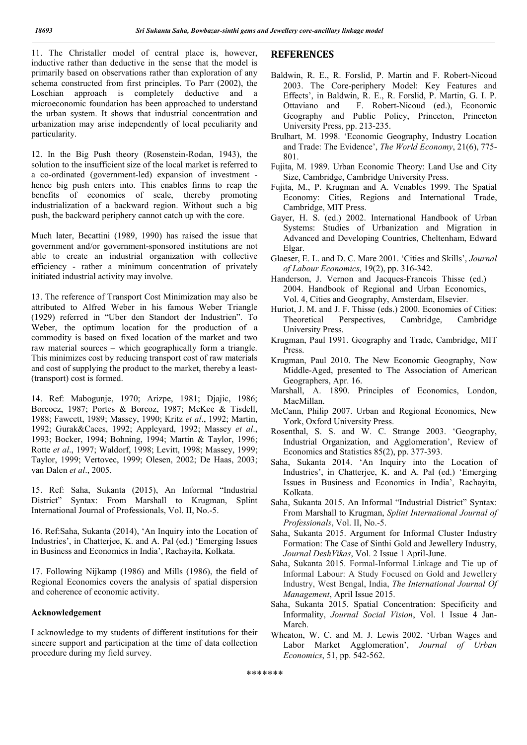11. The Christaller model of central place is, however, inductive rather than deductive in the sense that the model is primarily based on observations rather than exploration of any schema constructed from first principles. To Parr (2002), the Loschian approach is completely deductive and a microeconomic foundation has been approached to understand the urban system. It shows that industrial concentration and urbanization may arise independently of local peculiarity and particularity.

12. In the Big Push theory (Rosenstein-Rodan, 1943), the solution to the insufficient size of the local market is referred to a co-ordinated (government-led) expansion of investment - hence big push enters into. This enables firms to reap the benefits of economies of scale, thereby promoting industrialization of a backward region. Without such a big push, the backward periphery cannot catch up with the core.

Much later, Becattini (1989, 1990) has raised the issue that government and/or government-sponsored institutions are not able to create an industrial organization with collective efficiency - rather a minimum concentration of privately initiated industrial activity may involve.

13. The reference of Transport Cost Minimization may also be attributed to Alfred Weber in his famous Weber Triangle (1929) referred in "Uber den Standort der Industrien". To Weber, the optimum location for the production of a commodity is based on fixed location of the market and two raw material sources – which geographically form a triangle. This minimizes cost by reducing transport cost of raw materials and cost of supplying the product to the market, thereby a least-(transport) cost is formed.

14. Ref: Mabogunje, 1970; Arizpe, 1981; Djajic, 1986; Borcocz, 1987; Portes & Borcoz, 1987; McKee & Tisdell, 1988; Fawcett, 1989; Massey, 1990; Kritz *et al*., 1992; Martin, 1992; Gurak&Caces, 1992; Appleyard, 1992; Massey *et al*., 1993; Bocker, 1994; Bohning, 1994; Martin & Taylor, 1996; Rotte *et al*., 1997; Waldorf, 1998; Levitt, 1998; Massey, 1999; Taylor, 1999; Vertovec, 1999; Olesen, 2002; De Haas, 2003; van Dalen *et al*., 2005.

15. Ref: Saha, Sukanta (2015), An Informal "Industrial District" Syntax: From Marshall to Krugman, Splint International Journal of Professionals, Vol. II, No.-5.

16. Ref:Saha, Sukanta (2014), 'An Inquiry into the Location of Industries', in Chatterjee, K. and A. Pal (ed.) 'Emerging Issues in Business and Economics in India', Rachayita, Kolkata.

17. Following Nijkamp (1986) and Mills (1986), the field of Regional Economics covers the analysis of spatial dispersion and coherence of economic activity.

### Acknowledgement

I acknowledge to my students of different institutions for their sincere support and participation at the time of data collection procedure during my field survey.

## REFERENCES

Baldwin, R. E., R. Forslid, P. Martin and F. Robert-Nicoud 2003. The Core-periphery Model: Key Features and Effects', in Baldwin, R. E., R. Forslid, P. Martin, G. I. P. Ottaviano and F. Robert-Nicoud (ed.), Economic Geography and Public Policy, Princeton, Princeton University Press, pp. 213-235.

Brulhart, M. 1998. 'Economic Geography, Industry Location and Trade: The Evidence', *The World Economy*, 21(6), 775-801.

Fujita, M. 1989. Urban Economic Theory: Land Use and City Size, Cambridge, Cambridge University Press.

Fujita, M., P. Krugman and A. Venables 1999. The Spatial Economy: Cities, Regions and International Trade, Cambridge, MIT Press.

Gayer, H. S. (ed.) 2002. International Handbook of Urban Systems: Studies of Urbanization and Migration in Advanced and Developing Countries, Cheltenham, Edward Elgar.

Glaeser, E. L. and D. C. Mare 2001. 'Cities and Skills', *Journal of Labour Economics*, 19(2), pp. 316-342.

Handerson, J. Vernon and Jacques-Francois Thisse (ed.) 2004. Handbook of Regional and Urban Economics, Vol. 4, Cities and Geography, Amsterdam, Elsevier.

Huriot, J. M. and J. F. Thisse (eds.) 2000. Economies of Cities: Theoretical Perspectives, Cambridge, Cambridge University Press.

Krugman, Paul 1991. Geography and Trade, Cambridge, MIT Press.

Krugman, Paul 2010. The New Economic Geography, Now Middle-Aged, presented to The Association of American Geographers, Apr. 16.

Marshall, A. 1890. Principles of Economics, London, MacMillan.

McCann, Philip 2007. Urban and Regional Economics, New York, Oxford University Press.

Rosenthal, S. S. and W. C. Strange 2003. 'Geography, Industrial Organization, and Agglomeration', Review of Economics and Statistics 85(2), pp. 377-393.

Saha, Sukanta 2014. 'An Inquiry into the Location of Industries', in Chatterjee, K. and A. Pal (ed.) 'Emerging Issues in Business and Economics in India', Rachayita, Kolkata.

Saha, Sukanta 2015. An Informal "Industrial District" Syntax: From Marshall to Krugman, *Splint International Journal of Professionals*, Vol. II, No.-5.

Saha, Sukanta 2015. Argument for Informal Cluster Industry Formation: The Case of Sinthi Gold and Jewellery Industry, *Journal DeshVikas*, Vol. 2 Issue 1 April-June.

Saha, Sukanta 2015. Formal-Informal Linkage and Tie up of Informal Labour: A Study Focused on Gold and Jewellery Industry, West Bengal, India, *The International Journal Of Management*, April Issue 2015.

Saha, Sukanta 2015. Spatial Concentration: Specificity and Informality, *Journal Social Vision*, Vol. 1 Issue 4 Jan-March.

Wheaton, W. C. and M. J. Lewis 2002. 'Urban Wages and Labor Market Agglomeration', *Journal of Urban Economics*, 51, pp. 542-562.

\*\*\*\*\*\*\*